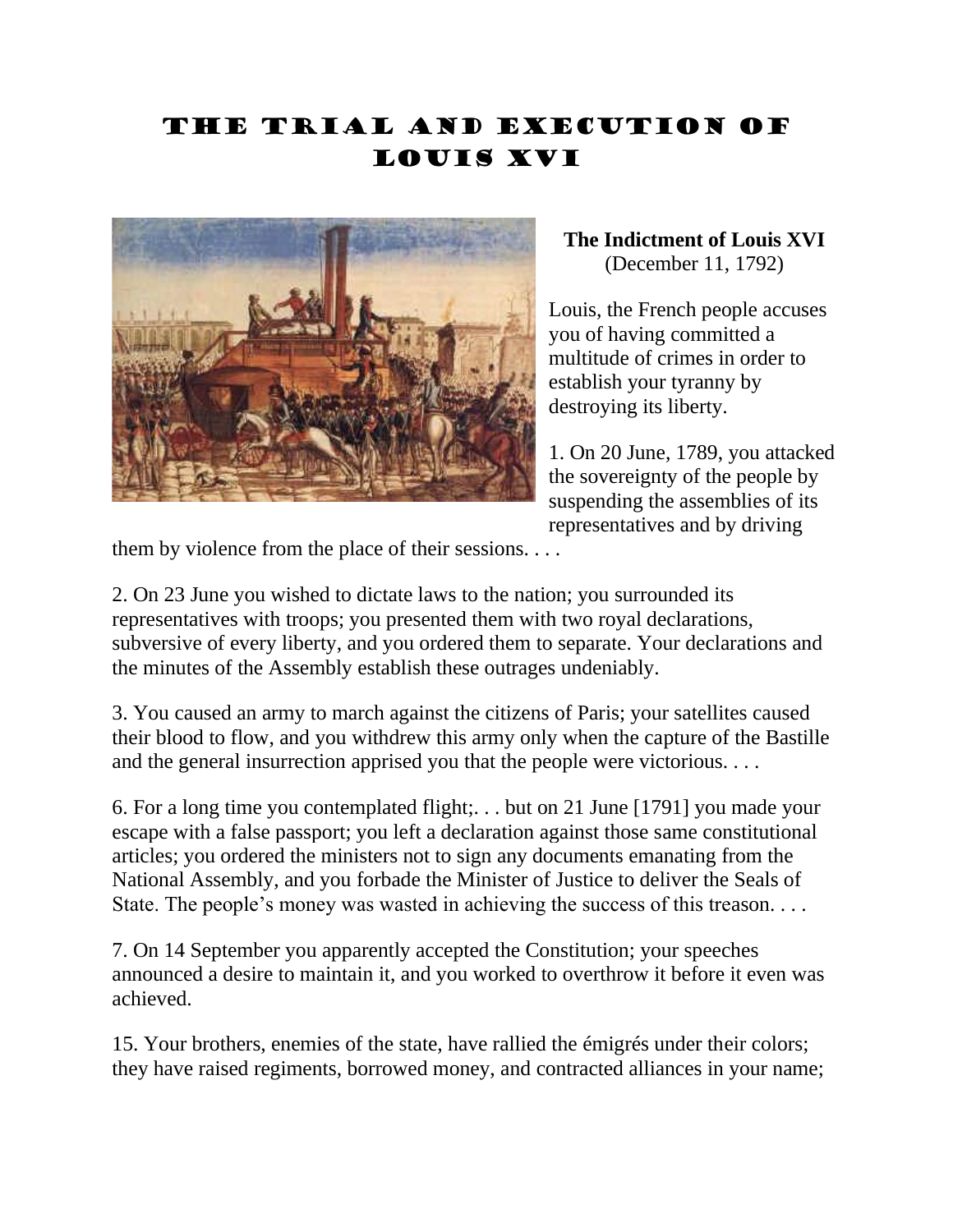# The Trial and Execution of Louis XVI

**The Indictment of Louis XVI**
(December 11, 1792)

Louis, the French people accuses you of having committed a multitude of crimes in order to establish your tyranny by destroying its liberty.

1. On 20 June, 1789, you attacked the sovereignty of the people by suspending the assemblies of its representatives and by driving them by violence from the place of their sessions. . . .

2. On 23 June you wished to dictate laws to the nation; you surrounded its representatives with troops; you presented them with two royal declarations, subversive of every liberty, and you ordered them to separate. Your declarations and the minutes of the Assembly establish these outrages undeniably.

3. You caused an army to march against the citizens of Paris; your satellites caused their blood to flow, and you withdrew this army only when the capture of the Bastille and the general insurrection apprised you that the people were victorious. . . .

6. For a long time you contemplated flight;. . . but on 21 June [1791] you made your escape with a false passport; you left a declaration against those same constitutional articles; you ordered the ministers not to sign any documents emanating from the National Assembly, and you forbade the Minister of Justice to deliver the Seals of State. The people's money was wasted in achieving the success of this treason. . . .

7. On 14 September you apparently accepted the Constitution; your speeches announced a desire to maintain it, and you worked to overthrow it before it even was achieved.

15. Your brothers, enemies of the state, have rallied the émigrés under their colors; they have raised regiments, borrowed money, and contracted alliances in your name;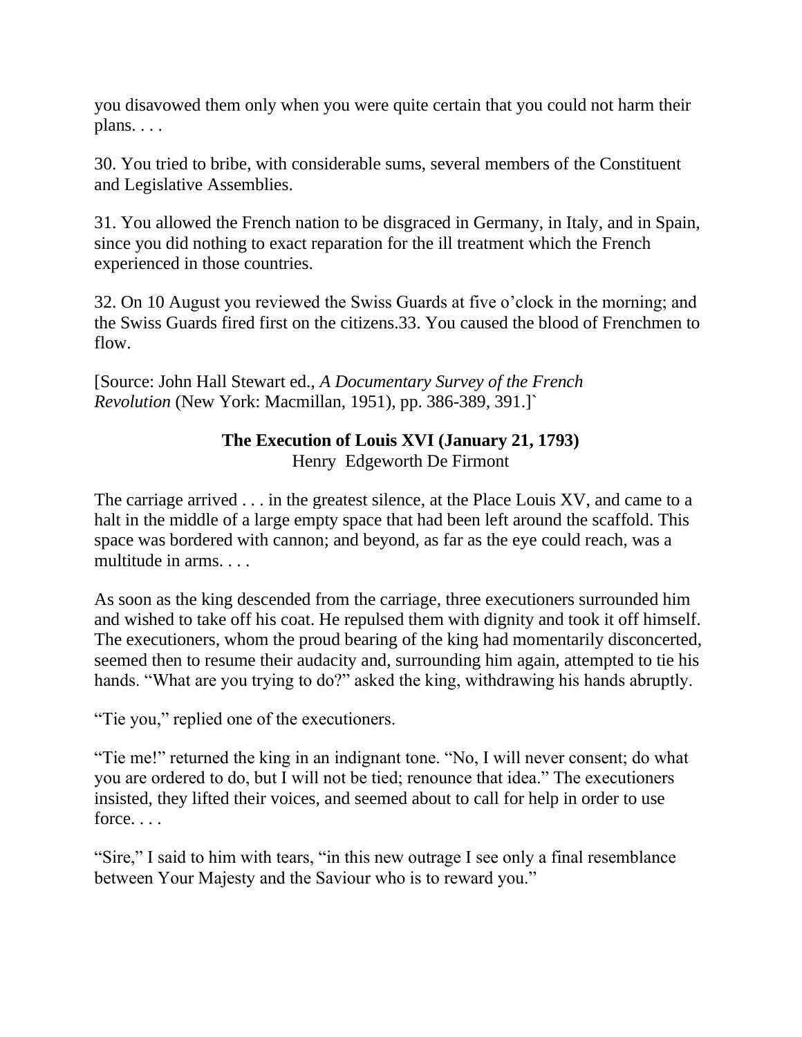you disavowed them only when you were quite certain that you could not harm their plans. . . .

30. You tried to bribe, with considerable sums, several members of the Constituent and Legislative Assemblies.

31. You allowed the French nation to be disgraced in Germany, in Italy, and in Spain, since you did nothing to exact reparation for the ill treatment which the French experienced in those countries.

32. On 10 August you reviewed the Swiss Guards at five o'clock in the morning; and the Swiss Guards fired first on the citizens.33. You caused the blood of Frenchmen to flow.

[Source: John Hall Stewart ed., *A Documentary Survey of the French Revolution* (New York: Macmillan, 1951), pp. 386-389, 391.]`

## The Execution of Louis XVI (January 21, 1793)

Henry Edgeworth De Firmont

The carriage arrived . . . in the greatest silence, at the Place Louis XV, and came to a halt in the middle of a large empty space that had been left around the scaffold. This space was bordered with cannon; and beyond, as far as the eye could reach, was a multitude in arms. . . .

As soon as the king descended from the carriage, three executioners surrounded him and wished to take off his coat. He repulsed them with dignity and took it off himself. The executioners, whom the proud bearing of the king had momentarily disconcerted, seemed then to resume their audacity and, surrounding him again, attempted to tie his hands. "What are you trying to do?" asked the king, withdrawing his hands abruptly.

"Tie you," replied one of the executioners.

"Tie me!" returned the king in an indignant tone. "No, I will never consent; do what you are ordered to do, but I will not be tied; renounce that idea." The executioners insisted, they lifted their voices, and seemed about to call for help in order to use force. . . .

"Sire," I said to him with tears, "in this new outrage I see only a final resemblance between Your Majesty and the Saviour who is to reward you."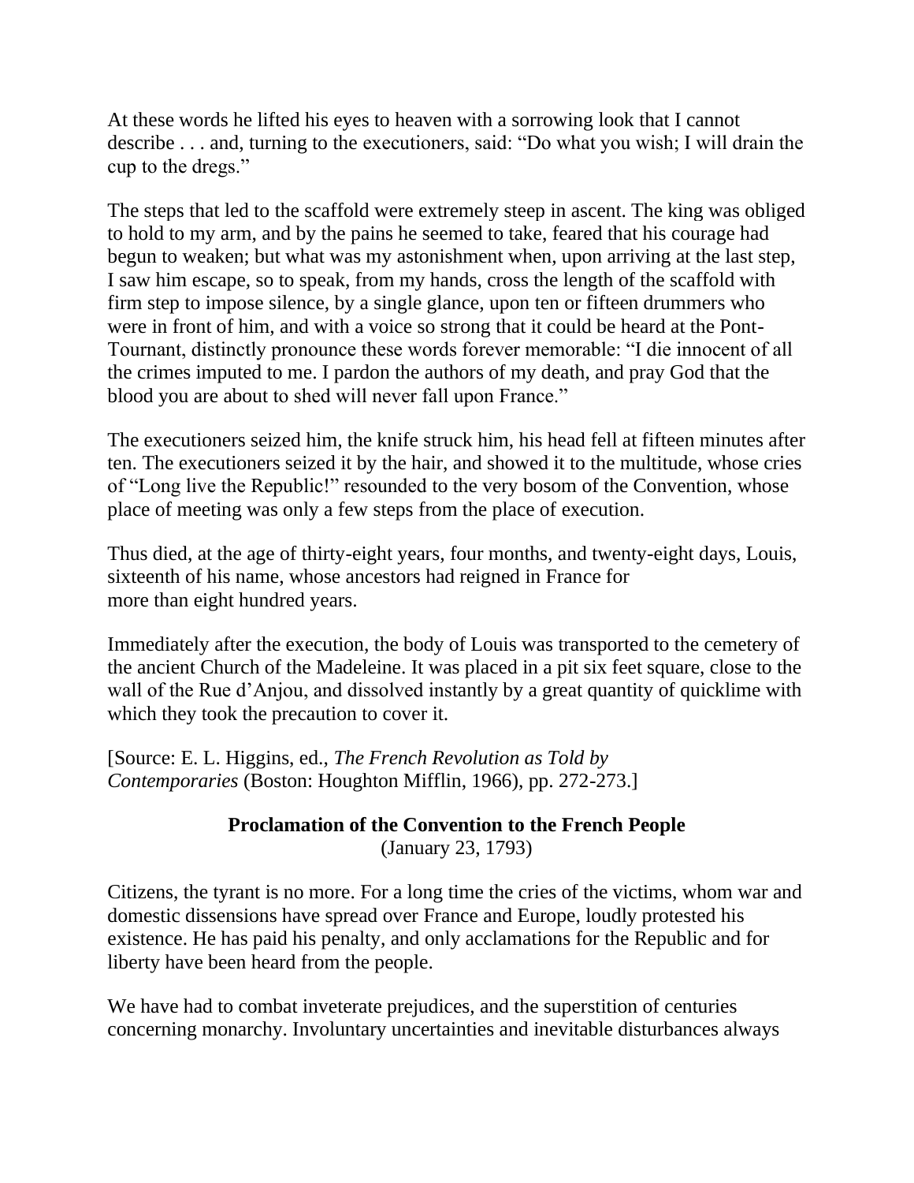At these words he lifted his eyes to heaven with a sorrowing look that I cannot describe . . . and, turning to the executioners, said: "Do what you wish; I will drain the cup to the dregs."

The steps that led to the scaffold were extremely steep in ascent. The king was obliged to hold to my arm, and by the pains he seemed to take, feared that his courage had begun to weaken; but what was my astonishment when, upon arriving at the last step, I saw him escape, so to speak, from my hands, cross the length of the scaffold with firm step to impose silence, by a single glance, upon ten or fifteen drummers who were in front of him, and with a voice so strong that it could be heard at the Pont-Tournant, distinctly pronounce these words forever memorable: "I die innocent of all the crimes imputed to me. I pardon the authors of my death, and pray God that the blood you are about to shed will never fall upon France."

The executioners seized him, the knife struck him, his head fell at fifteen minutes after ten. The executioners seized it by the hair, and showed it to the multitude, whose cries of "Long live the Republic!" resounded to the very bosom of the Convention, whose place of meeting was only a few steps from the place of execution.

Thus died, at the age of thirty-eight years, four months, and twenty-eight days, Louis, sixteenth of his name, whose ancestors had reigned in France for more than eight hundred years.

Immediately after the execution, the body of Louis was transported to the cemetery of the ancient Church of the Madeleine. It was placed in a pit six feet square, close to the wall of the Rue d'Anjou, and dissolved instantly by a great quantity of quicklime with which they took the precaution to cover it.

[Source: E. L. Higgins, ed., *The French Revolution as Told by Contemporaries* (Boston: Houghton Mifflin, 1966), pp. 272-273.]

**Proclamation of the Convention to the French People**
(January 23, 1793)

Citizens, the tyrant is no more. For a long time the cries of the victims, whom war and domestic dissensions have spread over France and Europe, loudly protested his existence. He has paid his penalty, and only acclamations for the Republic and for liberty have been heard from the people.

We have had to combat inveterate prejudices, and the superstition of centuries concerning monarchy. Involuntary uncertainties and inevitable disturbances always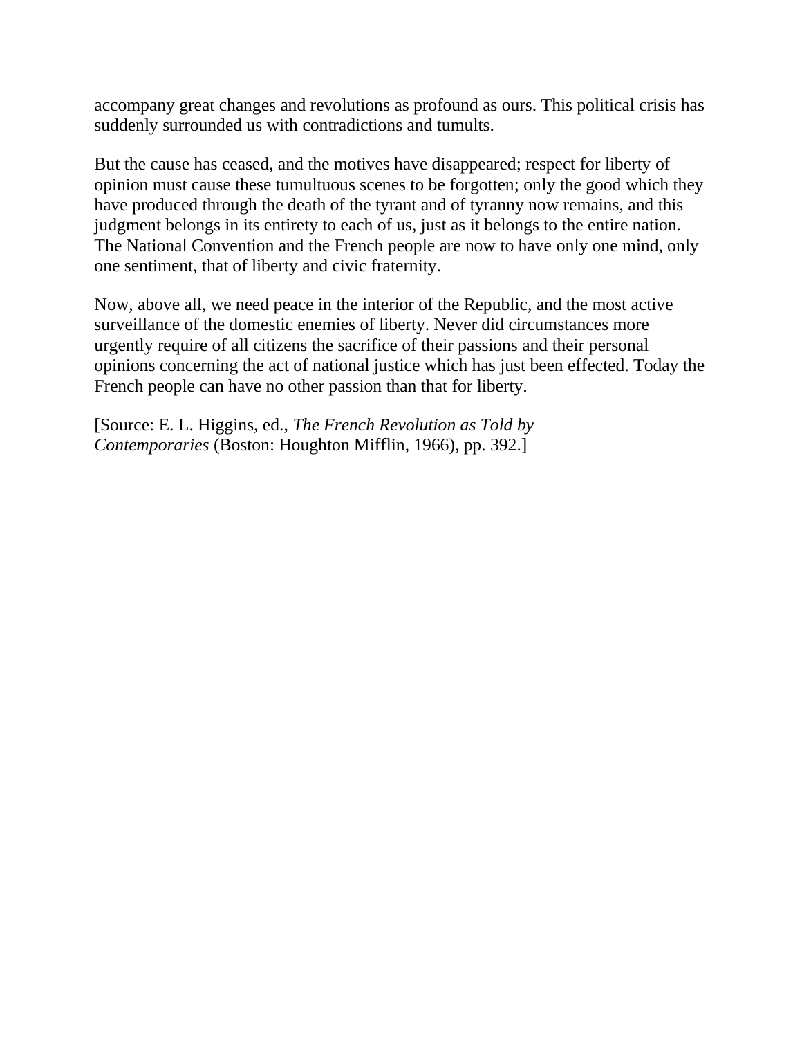accompany great changes and revolutions as profound as ours. This political crisis has suddenly surrounded us with contradictions and tumults.

But the cause has ceased, and the motives have disappeared; respect for liberty of opinion must cause these tumultuous scenes to be forgotten; only the good which they have produced through the death of the tyrant and of tyranny now remains, and this judgment belongs in its entirety to each of us, just as it belongs to the entire nation. The National Convention and the French people are now to have only one mind, only one sentiment, that of liberty and civic fraternity.

Now, above all, we need peace in the interior of the Republic, and the most active surveillance of the domestic enemies of liberty. Never did circumstances more urgently require of all citizens the sacrifice of their passions and their personal opinions concerning the act of national justice which has just been effected. Today the French people can have no other passion than that for liberty.

[Source: E. L. Higgins, ed., *The French Revolution as Told by Contemporaries* (Boston: Houghton Mifflin, 1966), pp. 392.]